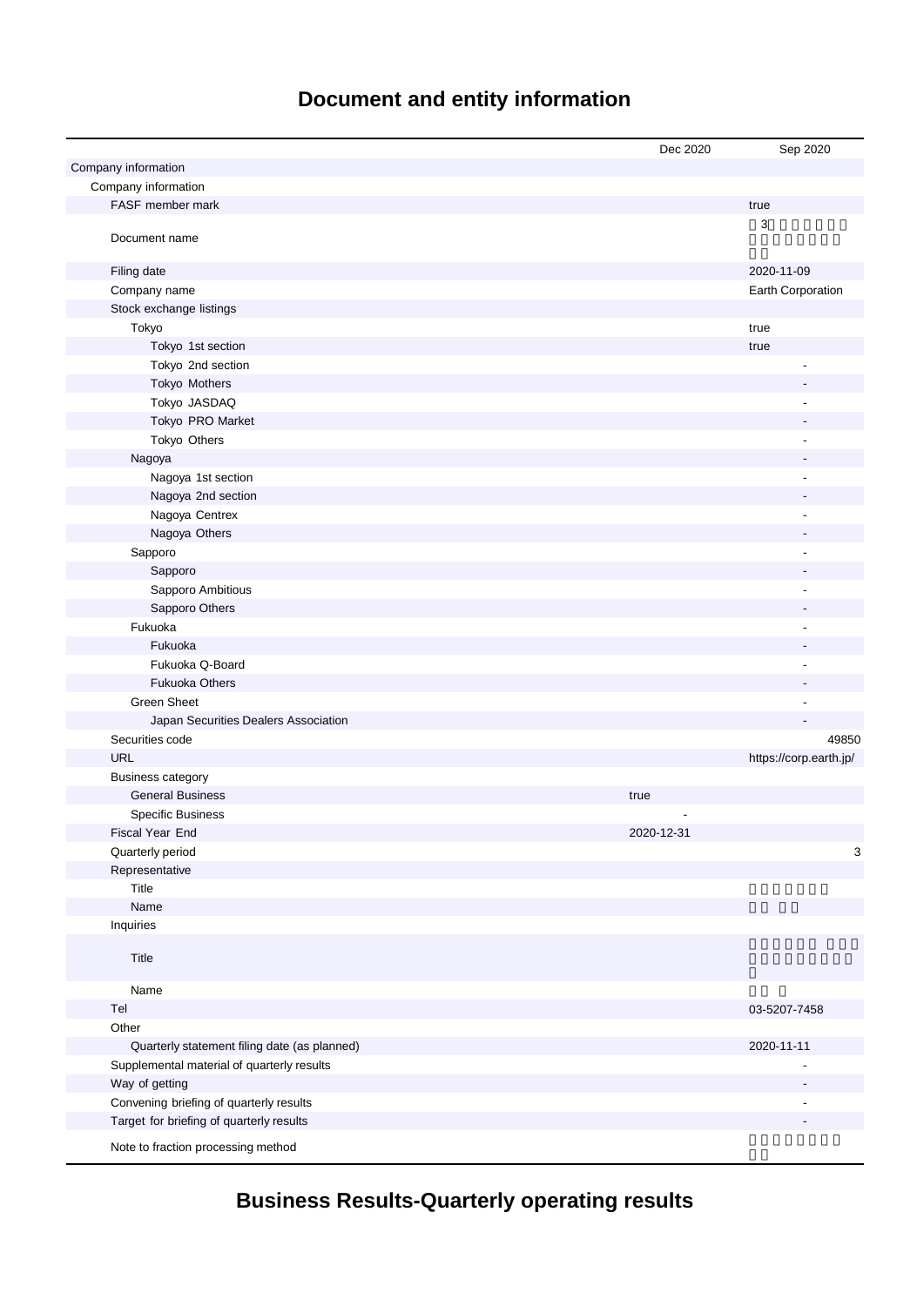# Document and entity information

| | Dec 2020 | Sep 2020 |
|---|---|---|
| Company information | | |
| Company information | | |
| FASF member mark | | true |
| Document name | | □3□□□□□□□□□□□□□□□□□□ |
| Filing date | | 2020-11-09 |
| Company name | | Earth Corporation |
| Stock exchange listings | | |
| Tokyo | | true |
| Tokyo 1st section | | true |
| Tokyo 2nd section | | - |
| Tokyo Mothers | | - |
| Tokyo JASDAQ | | - |
| Tokyo PRO Market | | - |
| Tokyo Others | | - |
| Nagoya | | - |
| Nagoya 1st section | | - |
| Nagoya 2nd section | | - |
| Nagoya Centrex | | - |
| Nagoya Others | | - |
| Sapporo | | - |
| Sapporo | | - |
| Sapporo Ambitious | | - |
| Sapporo Others | | - |
| Fukuoka | | - |
| Fukuoka | | - |
| Fukuoka Q-Board | | - |
| Fukuoka Others | | - |
| Green Sheet | | - |
| Japan Securities Dealers Association | | - |
| Securities code | | 49850 |
| URL | | https://corp.earth.jp/ |
| Business category | | |
| General Business | true | |
| Specific Business | - | |
| Fiscal Year End | 2020-12-31 | |
| Quarterly period | | 3 |
| Representative | | |
| Title | | □□□□□□□ |
| Name | | □□□□□ |
| Inquiries | | |
| Title | | □□□□□□□□□□□□□□□□□□□□□ |
| Name | | □□□□ |
| Tel | | 03-5207-7458 |
| Other | | |
| Quarterly statement filing date (as planned) | | 2020-11-11 |
| Supplemental material of quarterly results | | - |
| Way of getting | | - |
| Convening briefing of quarterly results | | - |
| Target for briefing of quarterly results | | - |
| Note to fraction processing method | | □□□□□□□□□□ |

# Business Results-Quarterly operating results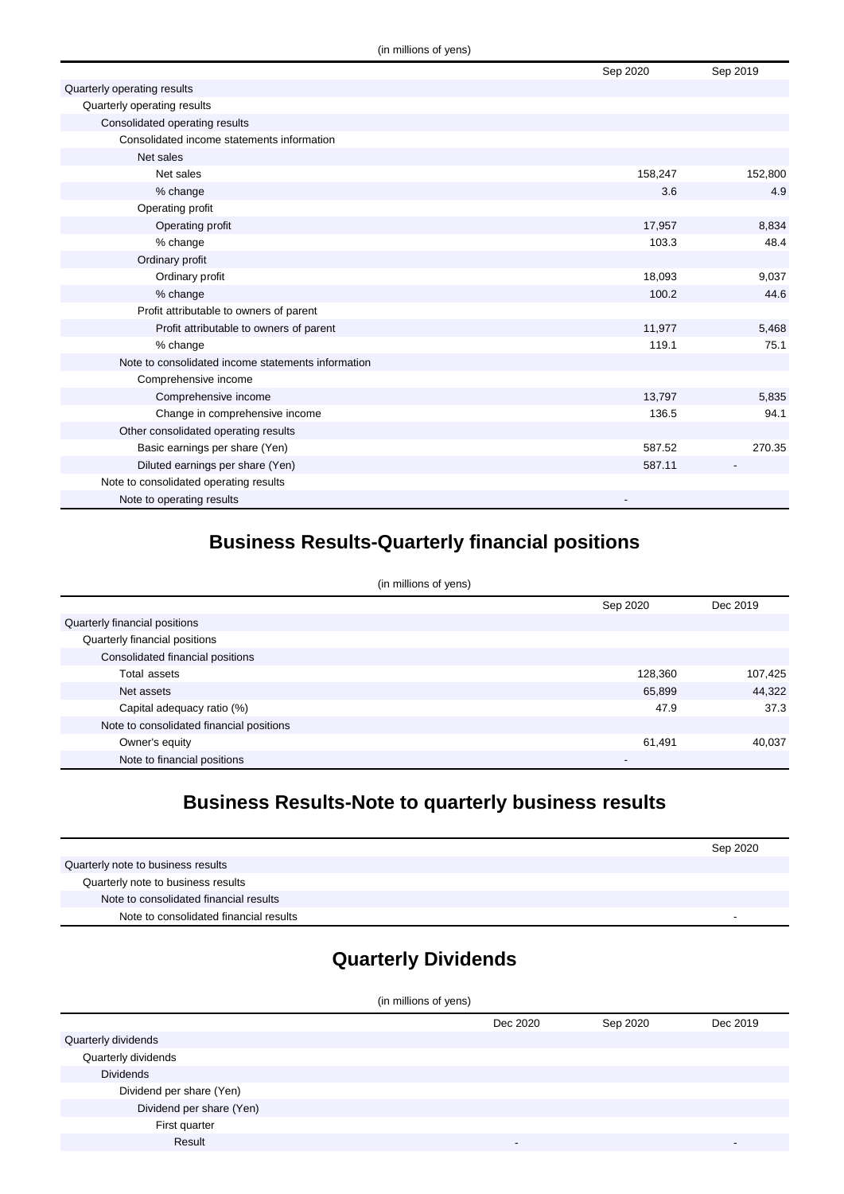(in millions of yens)

| | Sep 2020 | Sep 2019 |
|---|---|---|
| Quarterly operating results | | |
| Quarterly operating results | | |
| Consolidated operating results | | |
| Consolidated income statements information | | |
| Net sales | | |
| Net sales | 158,247 | 152,800 |
| % change | 3.6 | 4.9 |
| Operating profit | | |
| Operating profit | 17,957 | 8,834 |
| % change | 103.3 | 48.4 |
| Ordinary profit | | |
| Ordinary profit | 18,093 | 9,037 |
| % change | 100.2 | 44.6 |
| Profit attributable to owners of parent | | |
| Profit attributable to owners of parent | 11,977 | 5,468 |
| % change | 119.1 | 75.1 |
| Note to consolidated income statements information | | |
| Comprehensive income | | |
| Comprehensive income | 13,797 | 5,835 |
| Change in comprehensive income | 136.5 | 94.1 |
| Other consolidated operating results | | |
| Basic earnings per share (Yen) | 587.52 | 270.35 |
| Diluted earnings per share (Yen) | 587.11 | - |
| Note to consolidated operating results | | |
| Note to operating results | - | |

## Business Results-Quarterly financial positions

(in millions of yens)

| | Sep 2020 | Dec 2019 |
|---|---|---|
| Quarterly financial positions | | |
| Quarterly financial positions | | |
| Consolidated financial positions | | |
| Total assets | 128,360 | 107,425 |
| Net assets | 65,899 | 44,322 |
| Capital adequacy ratio (%) | 47.9 | 37.3 |
| Note to consolidated financial positions | | |
| Owner's equity | 61,491 | 40,037 |
| Note to financial positions | - | |

## Business Results-Note to quarterly business results

| | Sep 2020 |
|---|---|
| Quarterly note to business results | |
| Quarterly note to business results | |
| Note to consolidated financial results | |
| Note to consolidated financial results | - |

## Quarterly Dividends

(in millions of yens)

| | Dec 2020 | Sep 2020 | Dec 2019 |
|---|---|---|---|
| Quarterly dividends | | | |
| Quarterly dividends | | | |
| Dividends | | | |
| Dividend per share (Yen) | | | |
| Dividend per share (Yen) | | | |
| First quarter | | | |
| Result | - | | - |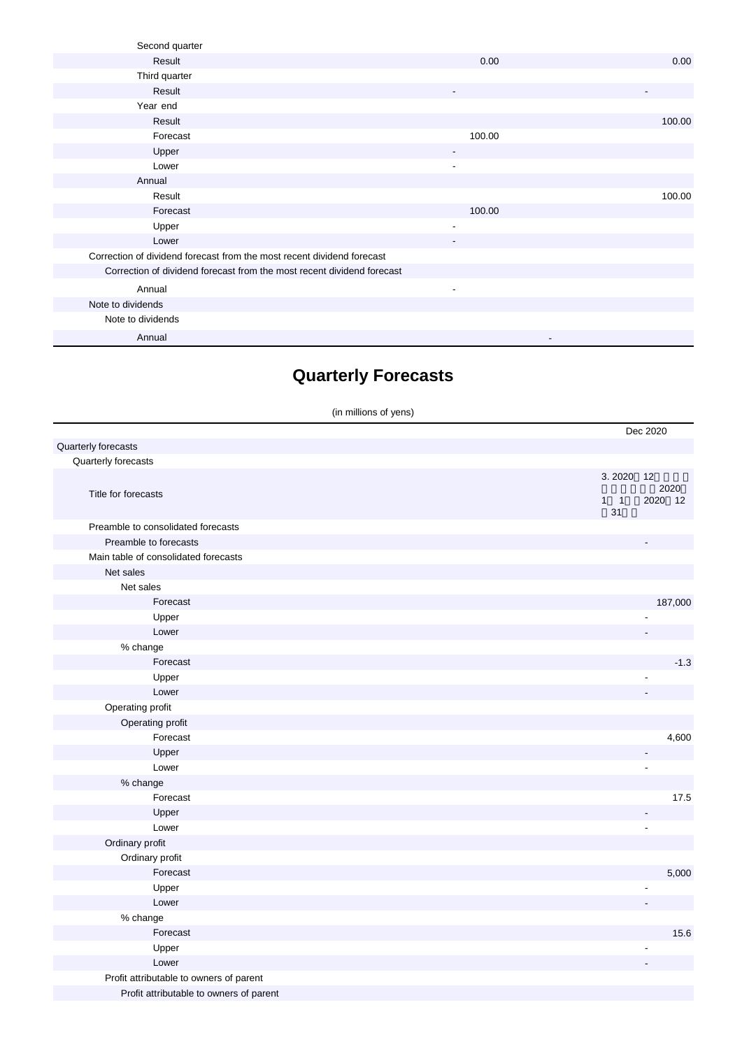| | | |
|---|---|---|
| Second quarter | | |
| Result | 0.00 | 0.00 |
| Third quarter | | |
| Result | - | - |
| Year end | | |
| Result | | 100.00 |
| Forecast | 100.00 | |
| Upper | - | |
| Lower | - | |
| Annual | | |
| Result | | 100.00 |
| Forecast | 100.00 | |
| Upper | - | |
| Lower | - | |
| Correction of dividend forecast from the most recent dividend forecast | | |
| Correction of dividend forecast from the most recent dividend forecast | | |
| Annual | - | |
| Note to dividends | | |
| Note to dividends | | |
| Annual | - | |

## Quarterly Forecasts

(in millions of yens)

| | Dec 2020 |
|---|---|
| Quarterly forecasts | |
| Quarterly forecasts | |
| Title for forecasts | 3. 2020 12 2020 1 1 2020 12 31 |
| Preamble to consolidated forecasts | |
| Preamble to forecasts | - |
| Main table of consolidated forecasts | |
| Net sales | |
| Net sales | |
| Forecast | 187,000 |
| Upper | - |
| Lower | - |
| % change | |
| Forecast | -1.3 |
| Upper | - |
| Lower | - |
| Operating profit | |
| Operating profit | |
| Forecast | 4,600 |
| Upper | - |
| Lower | - |
| % change | |
| Forecast | 17.5 |
| Upper | - |
| Lower | - |
| Ordinary profit | |
| Ordinary profit | |
| Forecast | 5,000 |
| Upper | - |
| Lower | - |
| % change | |
| Forecast | 15.6 |
| Upper | - |
| Lower | - |
| Profit attributable to owners of parent | |
| Profit attributable to owners of parent | |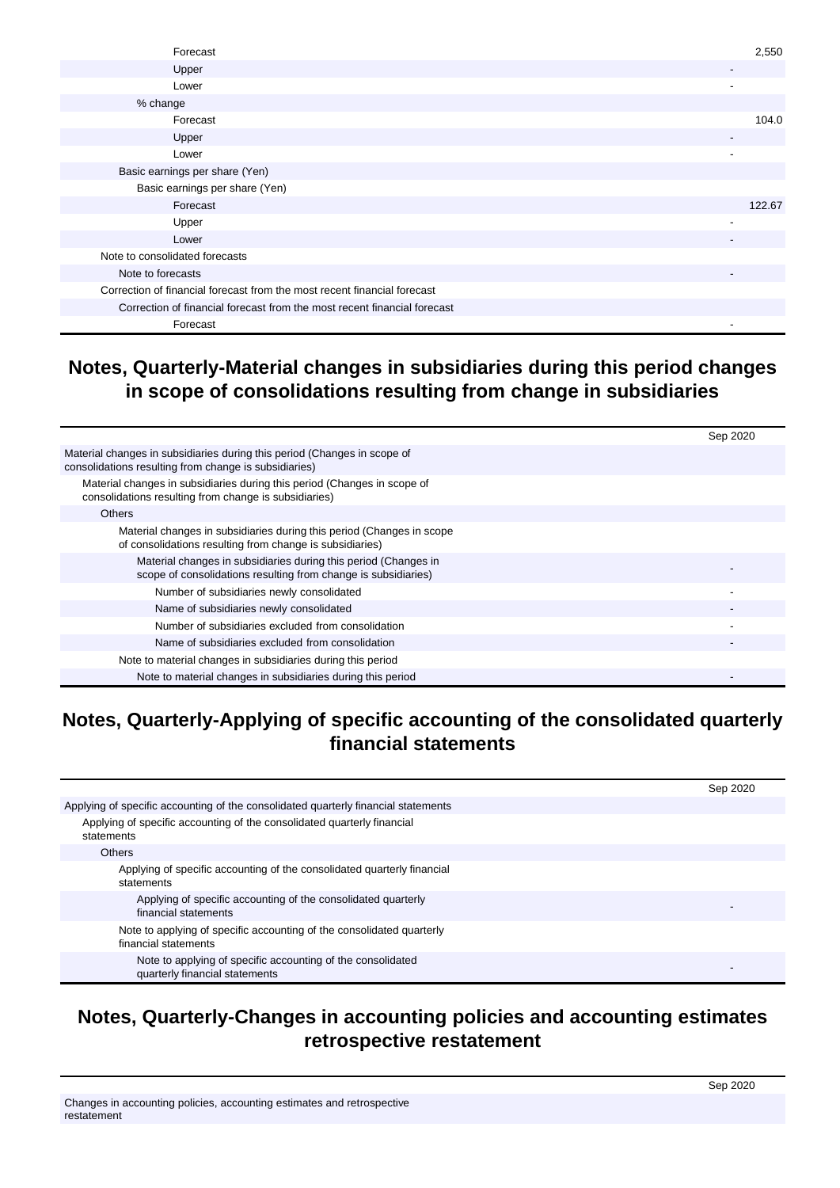| | |
|---|---|
| Forecast | 2,550 |
| Upper | - |
| Lower | - |
| % change | |
| Forecast | 104.0 |
| Upper | - |
| Lower | - |
| Basic earnings per share (Yen) | |
| Basic earnings per share (Yen) | |
| Forecast | 122.67 |
| Upper | - |
| Lower | - |
| Note to consolidated forecasts | |
| Note to forecasts | - |
| Correction of financial forecast from the most recent financial forecast | |
| Correction of financial forecast from the most recent financial forecast | |
| Forecast | - |

## Notes, Quarterly-Material changes in subsidiaries during this period changes in scope of consolidations resulting from change in subsidiaries

| | Sep 2020 |
|---|---|
| Material changes in subsidiaries during this period (Changes in scope of consolidations resulting from change is subsidiaries) | |
| Material changes in subsidiaries during this period (Changes in scope of consolidations resulting from change is subsidiaries) | |
| Others | |
| Material changes in subsidiaries during this period (Changes in scope of consolidations resulting from change is subsidiaries) | |
| Material changes in subsidiaries during this period (Changes in scope of consolidations resulting from change is subsidiaries) | - |
| Number of subsidiaries newly consolidated | - |
| Name of subsidiaries newly consolidated | - |
| Number of subsidiaries excluded from consolidation | - |
| Name of subsidiaries excluded from consolidation | - |
| Note to material changes in subsidiaries during this period | |
| Note to material changes in subsidiaries during this period | - |

## Notes, Quarterly-Applying of specific accounting of the consolidated quarterly financial statements

| | Sep 2020 |
|---|---|
| Applying of specific accounting of the consolidated quarterly financial statements | |
| Applying of specific accounting of the consolidated quarterly financial statements | |
| Others | |
| Applying of specific accounting of the consolidated quarterly financial statements | |
| Applying of specific accounting of the consolidated quarterly financial statements | - |
| Note to applying of specific accounting of the consolidated quarterly financial statements | |
| Note to applying of specific accounting of the consolidated quarterly financial statements | - |

## Notes, Quarterly-Changes in accounting policies and accounting estimates retrospective restatement

| | Sep 2020 |
|---|---|
| Changes in accounting policies, accounting estimates and retrospective restatement | |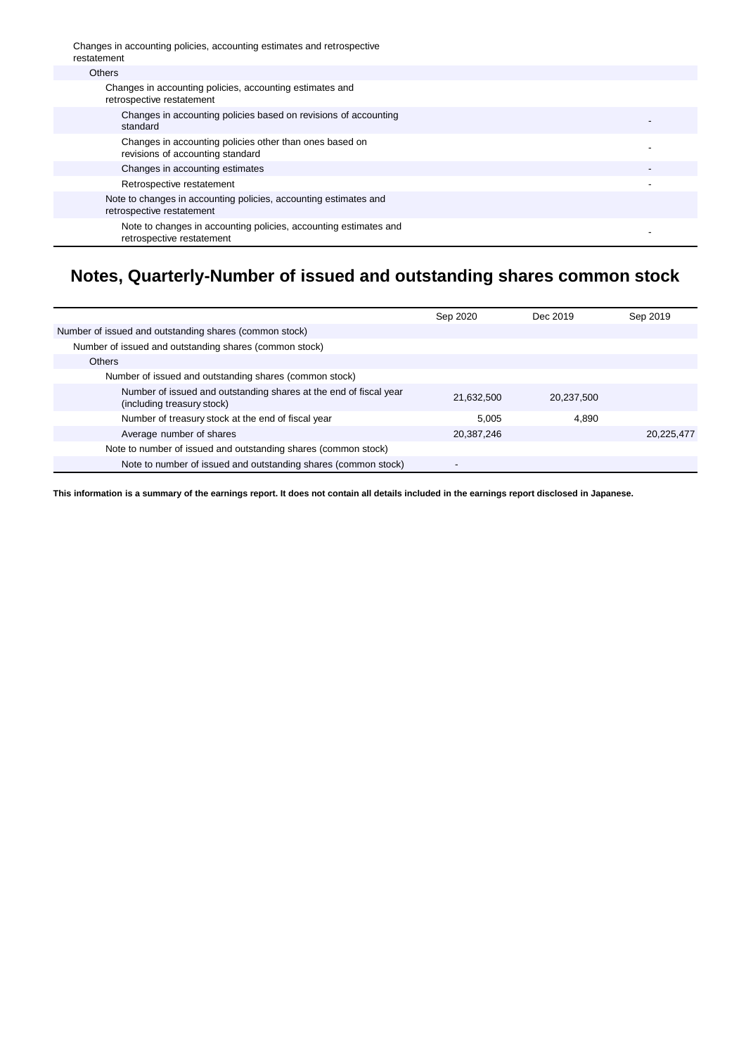| | |
|---|---|
| Changes in accounting policies, accounting estimates and retrospective restatement | |
| Others | |
| Changes in accounting policies, accounting estimates and retrospective restatement | |
| Changes in accounting policies based on revisions of accounting standard | - |
| Changes in accounting policies other than ones based on revisions of accounting standard | - |
| Changes in accounting estimates | - |
| Retrospective restatement | - |
| Note to changes in accounting policies, accounting estimates and retrospective restatement | |
| Note to changes in accounting policies, accounting estimates and retrospective restatement | - |

## Notes, Quarterly-Number of issued and outstanding shares common stock

| | Sep 2020 | Dec 2019 | Sep 2019 |
|---|---|---|---|
| Number of issued and outstanding shares (common stock) | | | |
| Number of issued and outstanding shares (common stock) | | | |
| Others | | | |
| Number of issued and outstanding shares (common stock) | | | |
| Number of issued and outstanding shares at the end of fiscal year (including treasury stock) | 21,632,500 | 20,237,500 | |
| Number of treasury stock at the end of fiscal year | 5,005 | 4,890 | |
| Average number of shares | 20,387,246 | | 20,225,477 |
| Note to number of issued and outstanding shares (common stock) | | | |
| Note to number of issued and outstanding shares (common stock) | - | | |

**This information is a summary of the earnings report. It does not contain all details included in the earnings report disclosed in Japanese.**